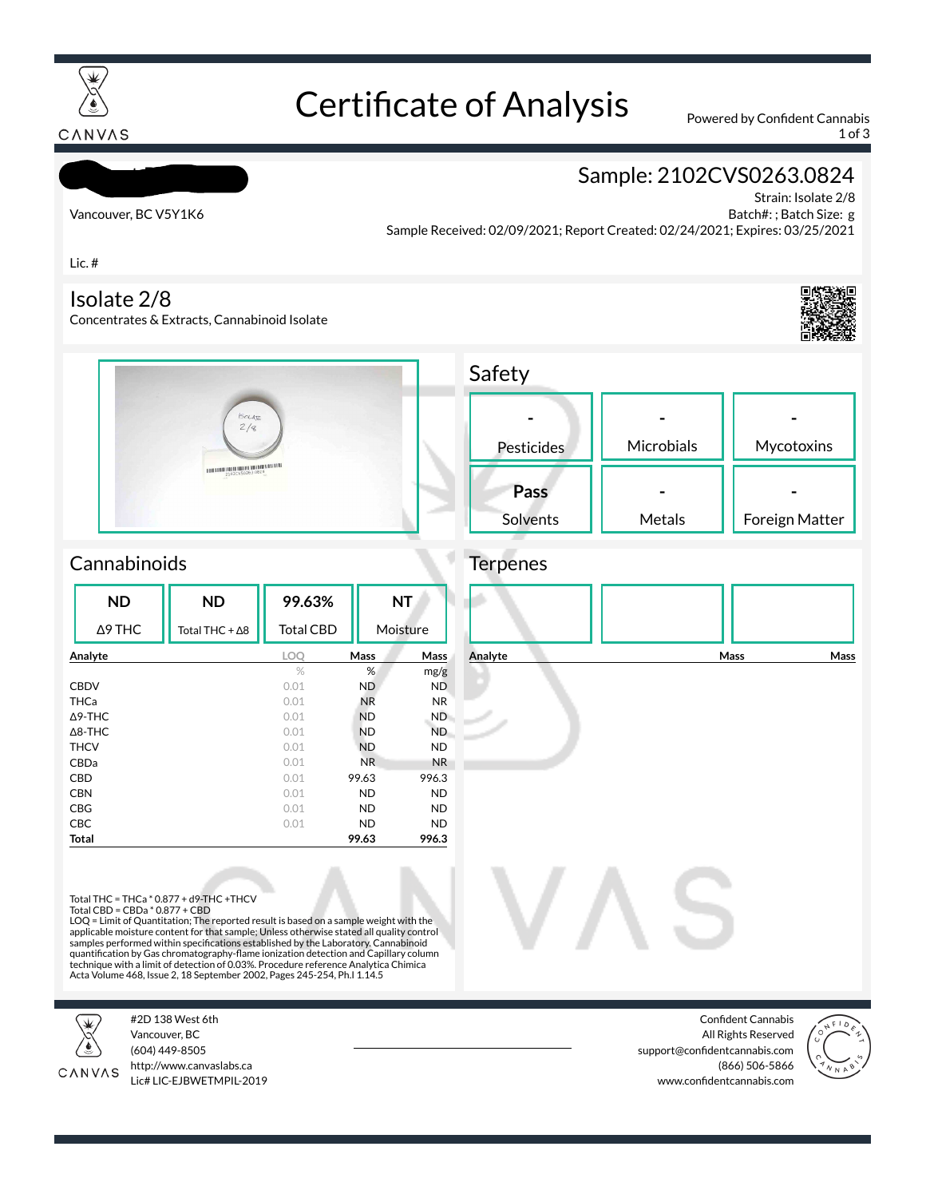# Certificate of Analysis

CANVAS

Powered by Confident Cannabis

Vancouver, BC V5Y1K6

Lic. #

## Sample: 2102CVS0263.0824

Strain: Isolate 2/8
Batch#: ; Batch Size: g
Sample Received: 02/09/2021; Report Created: 02/24/2021; Expires: 03/25/2021

## Isolate 2/8

Concentrates & Extracts, Cannabinoid Isolate

## Safety

| Pesticides | Microbials | Mycotoxins |
|---|---|---|
| - | - | - |

| Solvents | Metals | Foreign Matter |
|---|---|---|
| Pass | - | - |

## Cannabinoids

| Δ9 THC | Total THC + Δ8 | Total CBD | Moisture |
|---|---|---|---|
| ND | ND | 99.63% | NT |

| Analyte | LOQ | Mass | Mass |
|---|---|---|---|
| | % | % | mg/g |
| CBDV | 0.01 | ND | ND |
| THCa | 0.01 | NR | NR |
| Δ9-THC | 0.01 | ND | ND |
| Δ8-THC | 0.01 | ND | ND |
| THCV | 0.01 | ND | ND |
| CBDa | 0.01 | NR | NR |
| CBD | 0.01 | 99.63 | 996.3 |
| CBN | 0.01 | ND | ND |
| CBG | 0.01 | ND | ND |
| CBC | 0.01 | ND | ND |
| **Total** | | **99.63** | **996.3** |

Total THC = THCa * 0.877 + d9-THC +THCV
Total CBD = CBDa * 0.877 + CBD
LOQ = Limit of Quantitation; The reported result is based on a sample weight with the applicable moisture content for that sample; Unless otherwise stated all quality control samples performed within specifications established by the Laboratory. Cannabinoid quantification by Gas chromatography-flame ionization detection and Capillary column technique with a limit of detection of 0.03%. Procedure reference Analytica Chimica Acta Volume 468, Issue 2, 18 September 2002, Pages 245-254, Ph.I 1.14.5

## Terpenes

| Analyte | Mass | Mass |
|---|---|---|

CANVAS
#2D 138 West 6th
Vancouver, BC
(604) 449-8505
http://www.canvaslabs.ca
Lic# LIC-EJBWETMPIL-2019

Confident Cannabis
All Rights Reserved
support@confidentcannabis.com
(866) 506-5866
www.confidentcannabis.com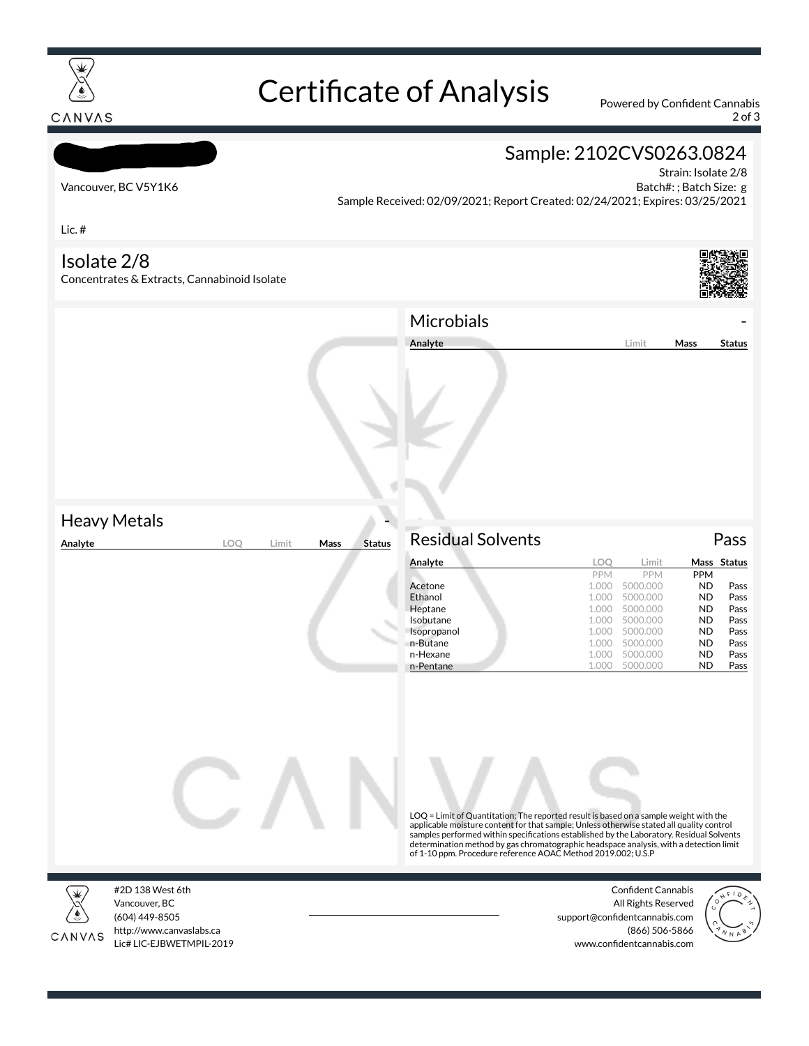# Certificate of Analysis

Powered by Confident Cannabis

Vancouver, BC V5Y1K6

Lic. #

## Sample: 2102CVS0263.0824

Strain: Isolate 2/8
Batch#: ; Batch Size: g
Sample Received: 02/09/2021; Report Created: 02/24/2021; Expires: 03/25/2021

## Isolate 2/8

Concentrates & Extracts, Cannabinoid Isolate

### Microbials

-

| Analyte | Limit | Mass | Status |
| --- | --- | --- | --- |

### Heavy Metals

-

| Analyte | LOQ | Limit | Mass | Status |
| --- | --- | --- | --- | --- |

### Residual Solvents

Pass

| Analyte | LOQ | Limit | Mass | Status |
| --- | --- | --- | --- | --- |
| | PPM | PPM | PPM | |
| Acetone | 1.000 | 5000.000 | ND | Pass |
| Ethanol | 1.000 | 5000.000 | ND | Pass |
| Heptane | 1.000 | 5000.000 | ND | Pass |
| Isobutane | 1.000 | 5000.000 | ND | Pass |
| Isopropanol | 1.000 | 5000.000 | ND | Pass |
| n-Butane | 1.000 | 5000.000 | ND | Pass |
| n-Hexane | 1.000 | 5000.000 | ND | Pass |
| n-Pentane | 1.000 | 5000.000 | ND | Pass |

LOQ = Limit of Quantitation; The reported result is based on a sample weight with the applicable moisture content for that sample; Unless otherwise stated all quality control samples performed within specifications established by the Laboratory. Residual Solvents determination method by gas chromatographic headspace analysis, with a detection limit of 1-10 ppm. Procedure reference AOAC Method 2019.002; U.S.P

#2D 138 West 6th
Vancouver, BC
(604) 449-8505
http://www.canvaslabs.ca
Lic# LIC-EJBWETMPIL-2019

Confident Cannabis
All Rights Reserved
support@confidentcannabis.com
(866) 506-5866
www.confidentcannabis.com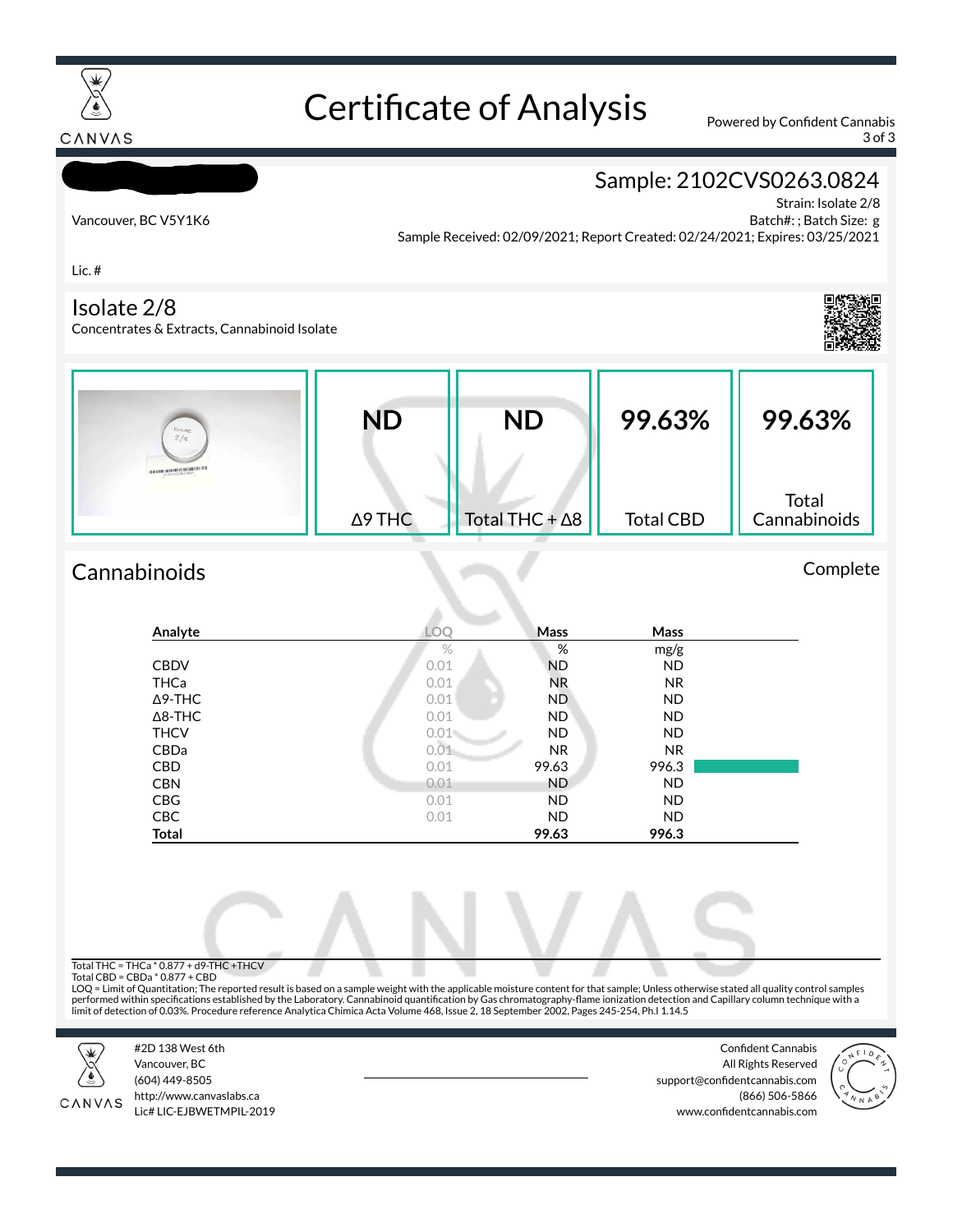# Certificate of Analysis

Powered by Confident Cannabis

Vancouver, BC V5Y1K6

Lic. #

## Sample: 2102CVS0263.0824

Strain: Isolate 2/8
Batch#: ; Batch Size: g
Sample Received: 02/09/2021; Report Created: 02/24/2021; Expires: 03/25/2021

## Isolate 2/8

Concentrates & Extracts, Cannabinoid Isolate

| Δ9 THC | Total THC + Δ8 | Total CBD | Total Cannabinoids |
|---|---|---|---|
| ND | ND | 99.63% | 99.63% |

## Cannabinoids

Complete

| Analyte | LOQ | Mass | Mass |
|---|---|---|---|
| | % | % | mg/g |
| CBDV | 0.01 | ND | ND |
| THCa | 0.01 | NR | NR |
| Δ9-THC | 0.01 | ND | ND |
| Δ8-THC | 0.01 | ND | ND |
| THCV | 0.01 | ND | ND |
| CBDa | 0.01 | NR | NR |
| CBD | 0.01 | 99.63 | 996.3 |
| CBN | 0.01 | ND | ND |
| CBG | 0.01 | ND | ND |
| CBC | 0.01 | ND | ND |
| **Total** | | **99.63** | **996.3** |

Total THC = THCa * 0.877 + d9-THC +THCV
Total CBD = CBDa * 0.877 + CBD
LOQ = Limit of Quantitation; The reported result is based on a sample weight with the applicable moisture content for that sample; Unless otherwise stated all quality control samples performed within specifications established by the Laboratory. Cannabinoid quantification by Gas chromatography-flame ionization detection and Capillary column technique with a limit of detection of 0.03%. Procedure reference Analytica Chimica Acta Volume 468, Issue 2, 18 September 2002, Pages 245-254, Ph.I 1.14.5

CANVAS
#2D 138 West 6th
Vancouver, BC
(604) 449-8505
http://www.canvaslabs.ca
Lic# LIC-EJBWETMPIL-2019

Confident Cannabis
All Rights Reserved
support@confidentcannabis.com
(866) 506-5866
www.confidentcannabis.com